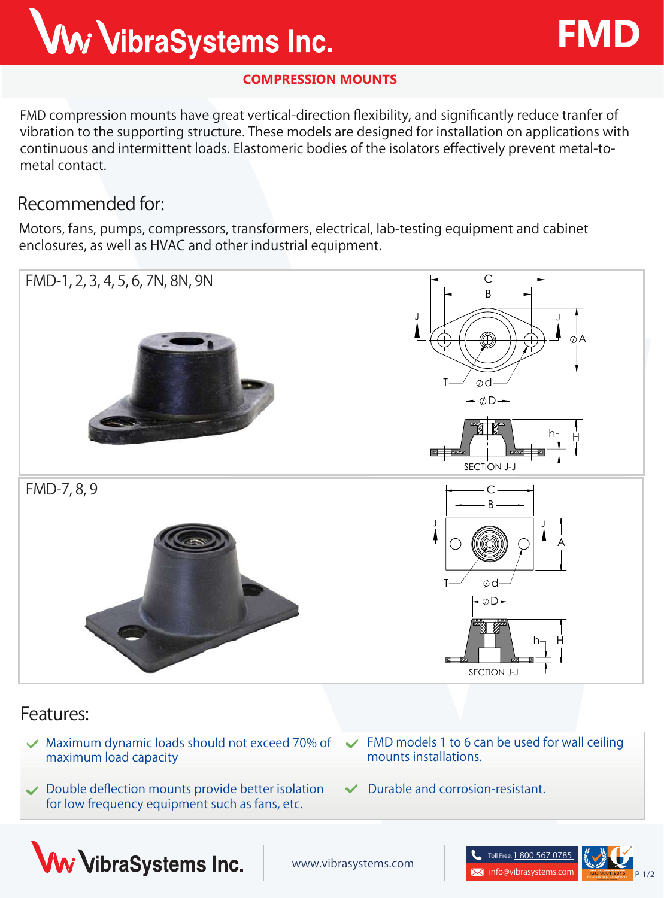# VibraSystems Inc.

# FMD

## COMPRESSION MOUNTS

FMD compression mounts have great vertical-direction flexibility, and significantly reduce tranfer of vibration to the supporting structure. These models are designed for installation on applications with continuous and intermittent loads. Elastomeric bodies of the isolators effectively prevent metal-to-metal contact.

## Recommended for:

Motors, fans, pumps, compressors, transformers, electrical, lab-testing equipment and cabinet enclosures, as well as HVAC and other industrial equipment.

### FMD-1, 2, 3, 4, 5, 6, 7N, 8N, 9N

C, B, J, ∅A, T, ∅d, ∅D, h, H

SECTION J-J

### FMD-7, 8, 9

C, B, J, A, T, ∅d, ∅D, h, H

SECTION J-J

## Features:

- Maximum dynamic loads should not exceed 70% of maximum load capacity
- Double deflection mounts provide better isolation for low frequency equipment such as fans, etc.
- FMD models 1 to 6 can be used for wall ceiling mounts installations.
- Durable and corrosion-resistant.

VibraSystems Inc. | www.vibrasystems.com | Toll Free: 1 800 567 0785 | info@vibrasystems.com | ISO 9001:2015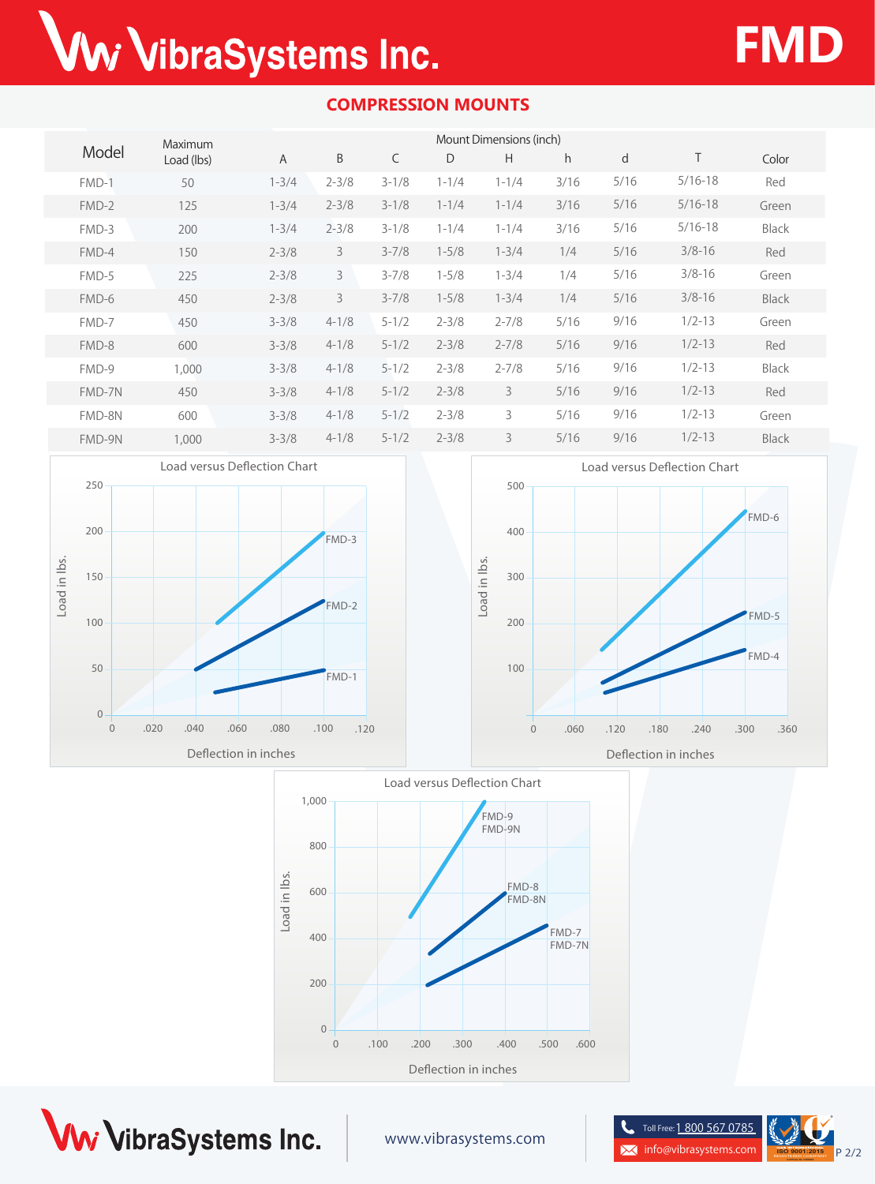# VibraSystems Inc.

# FMD

## COMPRESSION MOUNTS

| Model | Maximum Load (lbs) | Mount Dimensions (inch) | | | | | | | | |
|---|---|---|---|---|---|---|---|---|---|---|
| | | A | B | C | D | H | h | d | T | Color |
| FMD-1 | 50 | 1-3/4 | 2-3/8 | 3-1/8 | 1-1/4 | 1-1/4 | 3/16 | 5/16 | 5/16-18 | Red |
| FMD-2 | 125 | 1-3/4 | 2-3/8 | 3-1/8 | 1-1/4 | 1-1/4 | 3/16 | 5/16 | 5/16-18 | Green |
| FMD-3 | 200 | 1-3/4 | 2-3/8 | 3-1/8 | 1-1/4 | 1-1/4 | 3/16 | 5/16 | 5/16-18 | Black |
| FMD-4 | 150 | 2-3/8 | 3 | 3-7/8 | 1-5/8 | 1-3/4 | 1/4 | 5/16 | 3/8-16 | Red |
| FMD-5 | 225 | 2-3/8 | 3 | 3-7/8 | 1-5/8 | 1-3/4 | 1/4 | 5/16 | 3/8-16 | Green |
| FMD-6 | 450 | 2-3/8 | 3 | 3-7/8 | 1-5/8 | 1-3/4 | 1/4 | 5/16 | 3/8-16 | Black |
| FMD-7 | 450 | 3-3/8 | 4-1/8 | 5-1/2 | 2-3/8 | 2-7/8 | 5/16 | 9/16 | 1/2-13 | Green |
| FMD-8 | 600 | 3-3/8 | 4-1/8 | 5-1/2 | 2-3/8 | 2-7/8 | 5/16 | 9/16 | 1/2-13 | Red |
| FMD-9 | 1,000 | 3-3/8 | 4-1/8 | 5-1/2 | 2-3/8 | 2-7/8 | 5/16 | 9/16 | 1/2-13 | Black |
| FMD-7N | 450 | 3-3/8 | 4-1/8 | 5-1/2 | 2-3/8 | 3 | 5/16 | 9/16 | 1/2-13 | Red |
| FMD-8N | 600 | 3-3/8 | 4-1/8 | 5-1/2 | 2-3/8 | 3 | 5/16 | 9/16 | 1/2-13 | Green |
| FMD-9N | 1,000 | 3-3/8 | 4-1/8 | 5-1/2 | 2-3/8 | 3 | 5/16 | 9/16 | 1/2-13 | Black |

Load versus Deflection Chart

Load in lbs.: 0, 50, 100, 150, 200, 250

Deflection in inches: 0, .020, .040, .060, .080, .100, .120

FMD-3, FMD-2, FMD-1

Load versus Deflection Chart

Load in lbs.: 100, 200, 300, 400, 500

Deflection in inches: 0, .060, .120, .180, .240, .300, .360

FMD-6, FMD-5, FMD-4

Load versus Deflection Chart

Load in lbs.: 0, 200, 400, 600, 800, 1,000

Deflection in inches: 0, .100, .200, .300, .400, .500, .600

FMD-9 FMD-9N, FMD-8 FMD-8N, FMD-7 FMD-7N

VibraSystems Inc.

www.vibrasystems.com

Toll Free: 1 800 567 0785

info@vibrasystems.com

ISO 9001:2015